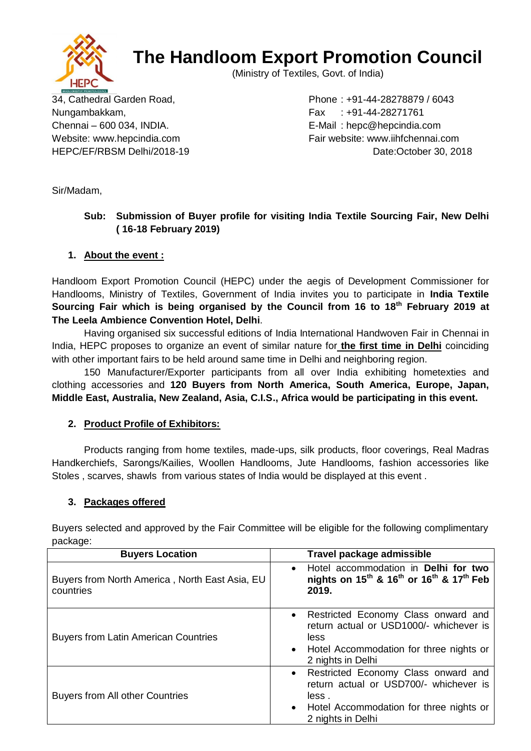# The Handloom Export Promotion Council

(Ministry of Textiles, Govt. of India)

34, Cathedral Garden Road,
Nungambakkam,
Chennai – 600 034, INDIA.
Website: www.hepcindia.com
HEPC/EF/RBSM Delhi/2018-19

Phone : +91-44-28278879 / 6043
Fax : +91-44-28271761
E-Mail : hepc@hepcindia.com
Fair website: www.iihfchennai.com
Date:October 30, 2018

Sir/Madam,

**Sub: Submission of Buyer profile for visiting India Textile Sourcing Fair, New Delhi ( 16-18 February 2019)**

## 1. About the event :

Handloom Export Promotion Council (HEPC) under the aegis of Development Commissioner for Handlooms, Ministry of Textiles, Government of India invites you to participate in **India Textile Sourcing Fair which is being organised by the Council from 16 to 18th February 2019 at The Leela Ambience Convention Hotel, Delhi**.

Having organised six successful editions of India International Handwoven Fair in Chennai in India, HEPC proposes to organize an event of similar nature for **the first time in Delhi** coinciding with other important fairs to be held around same time in Delhi and neighboring region.

150 Manufacturer/Exporter participants from all over India exhibiting hometexties and clothing accessories and **120 Buyers from North America, South America, Europe, Japan, Middle East, Australia, New Zealand, Asia, C.I.S., Africa would be participating in this event.**

## 2. Product Profile of Exhibitors:

Products ranging from home textiles, made-ups, silk products, floor coverings, Real Madras Handkerchiefs, Sarongs/Kailies, Woollen Handlooms, Jute Handlooms, fashion accessories like Stoles , scarves, shawls from various states of India would be displayed at this event .

## 3. Packages offered

Buyers selected and approved by the Fair Committee will be eligible for the following complimentary package:

| Buyers Location | Travel package admissible |
|---|---|
| Buyers from North America , North East Asia, EU countries | • Hotel accommodation in **Delhi for two nights on 15th & 16th or 16th & 17th Feb 2019.** |
| Buyers from Latin American Countries | • Restricted Economy Class onward and return actual or USD1000/- whichever is less<br>• Hotel Accommodation for three nights or 2 nights in Delhi |
| Buyers from All other Countries | • Restricted Economy Class onward and return actual or USD700/- whichever is less .<br>• Hotel Accommodation for three nights or 2 nights in Delhi |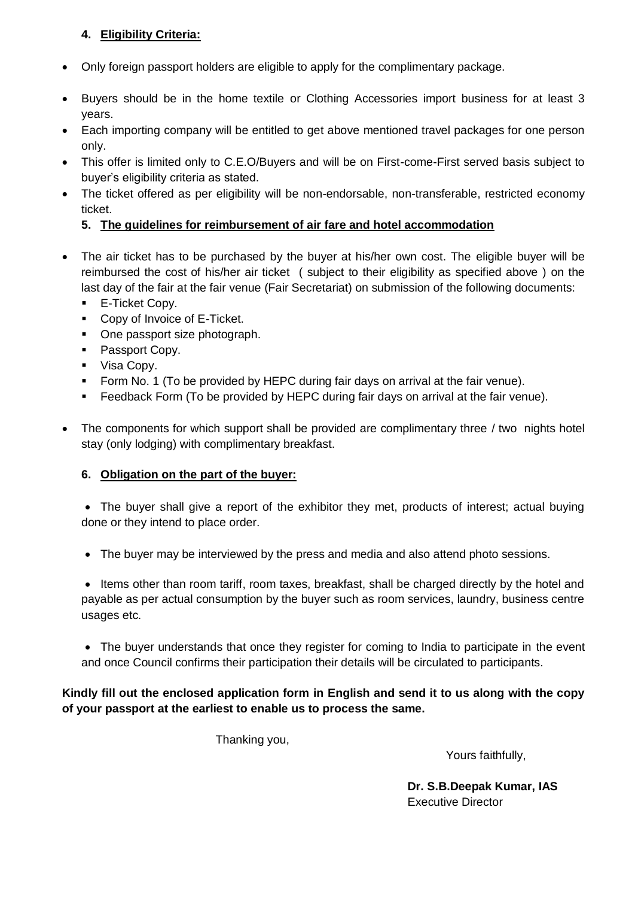### 4. Eligibility Criteria:

- Only foreign passport holders are eligible to apply for the complimentary package.
- Buyers should be in the home textile or Clothing Accessories import business for at least 3 years.
- Each importing company will be entitled to get above mentioned travel packages for one person only.
- This offer is limited only to C.E.O/Buyers and will be on First-come-First served basis subject to buyer's eligibility criteria as stated.
- The ticket offered as per eligibility will be non-endorsable, non-transferable, restricted economy ticket.

### 5. The guidelines for reimbursement of air fare and hotel accommodation

- The air ticket has to be purchased by the buyer at his/her own cost. The eligible buyer will be reimbursed the cost of his/her air ticket ( subject to their eligibility as specified above ) on the last day of the fair at the fair venue (Fair Secretariat) on submission of the following documents:
  - E-Ticket Copy.
  - Copy of Invoice of E-Ticket.
  - One passport size photograph.
  - Passport Copy.
  - Visa Copy.
  - Form No. 1 (To be provided by HEPC during fair days on arrival at the fair venue).
  - Feedback Form (To be provided by HEPC during fair days on arrival at the fair venue).
- The components for which support shall be provided are complimentary three / two nights hotel stay (only lodging) with complimentary breakfast.

### 6. Obligation on the part of the buyer:

- The buyer shall give a report of the exhibitor they met, products of interest; actual buying done or they intend to place order.
- The buyer may be interviewed by the press and media and also attend photo sessions.
- Items other than room tariff, room taxes, breakfast, shall be charged directly by the hotel and payable as per actual consumption by the buyer such as room services, laundry, business centre usages etc.
- The buyer understands that once they register for coming to India to participate in the event and once Council confirms their participation their details will be circulated to participants.

**Kindly fill out the enclosed application form in English and send it to us along with the copy of your passport at the earliest to enable us to process the same.**

Thanking you,

Yours faithfully,

**Dr. S.B.Deepak Kumar, IAS**
Executive Director